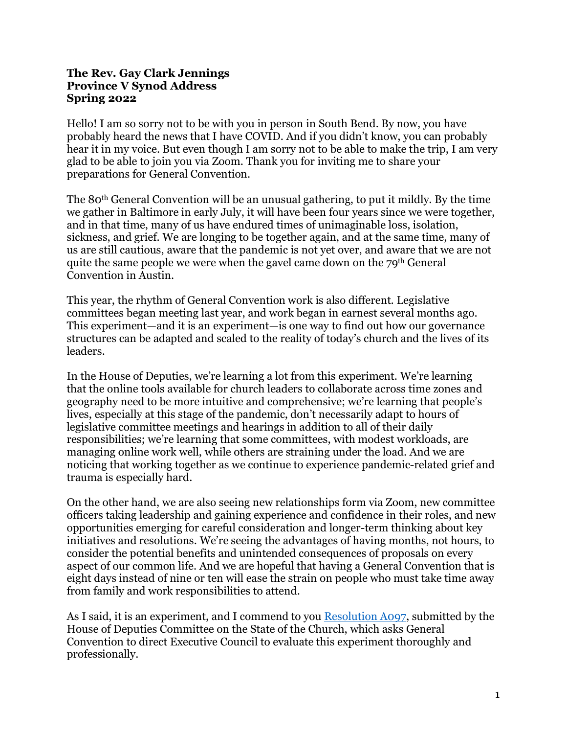**The Rev. Gay Clark Jennings**
**Province V Synod Address**
**Spring 2022**

Hello! I am so sorry not to be with you in person in South Bend. By now, you have probably heard the news that I have COVID. And if you didn't know, you can probably hear it in my voice. But even though I am sorry not to be able to make the trip, I am very glad to be able to join you via Zoom. Thank you for inviting me to share your preparations for General Convention.

The 80th General Convention will be an unusual gathering, to put it mildly. By the time we gather in Baltimore in early July, it will have been four years since we were together, and in that time, many of us have endured times of unimaginable loss, isolation, sickness, and grief. We are longing to be together again, and at the same time, many of us are still cautious, aware that the pandemic is not yet over, and aware that we are not quite the same people we were when the gavel came down on the 79th General Convention in Austin.

This year, the rhythm of General Convention work is also different. Legislative committees began meeting last year, and work began in earnest several months ago. This experiment—and it is an experiment—is one way to find out how our governance structures can be adapted and scaled to the reality of today's church and the lives of its leaders.

In the House of Deputies, we're learning a lot from this experiment. We're learning that the online tools available for church leaders to collaborate across time zones and geography need to be more intuitive and comprehensive; we're learning that people's lives, especially at this stage of the pandemic, don't necessarily adapt to hours of legislative committee meetings and hearings in addition to all of their daily responsibilities; we're learning that some committees, with modest workloads, are managing online work well, while others are straining under the load. And we are noticing that working together as we continue to experience pandemic-related grief and trauma is especially hard.

On the other hand, we are also seeing new relationships form via Zoom, new committee officers taking leadership and gaining experience and confidence in their roles, and new opportunities emerging for careful consideration and longer-term thinking about key initiatives and resolutions. We're seeing the advantages of having months, not hours, to consider the potential benefits and unintended consequences of proposals on every aspect of our common life. And we are hopeful that having a General Convention that is eight days instead of nine or ten will ease the strain on people who must take time away from family and work responsibilities to attend.

As I said, it is an experiment, and I commend to you Resolution A097, submitted by the House of Deputies Committee on the State of the Church, which asks General Convention to direct Executive Council to evaluate this experiment thoroughly and professionally.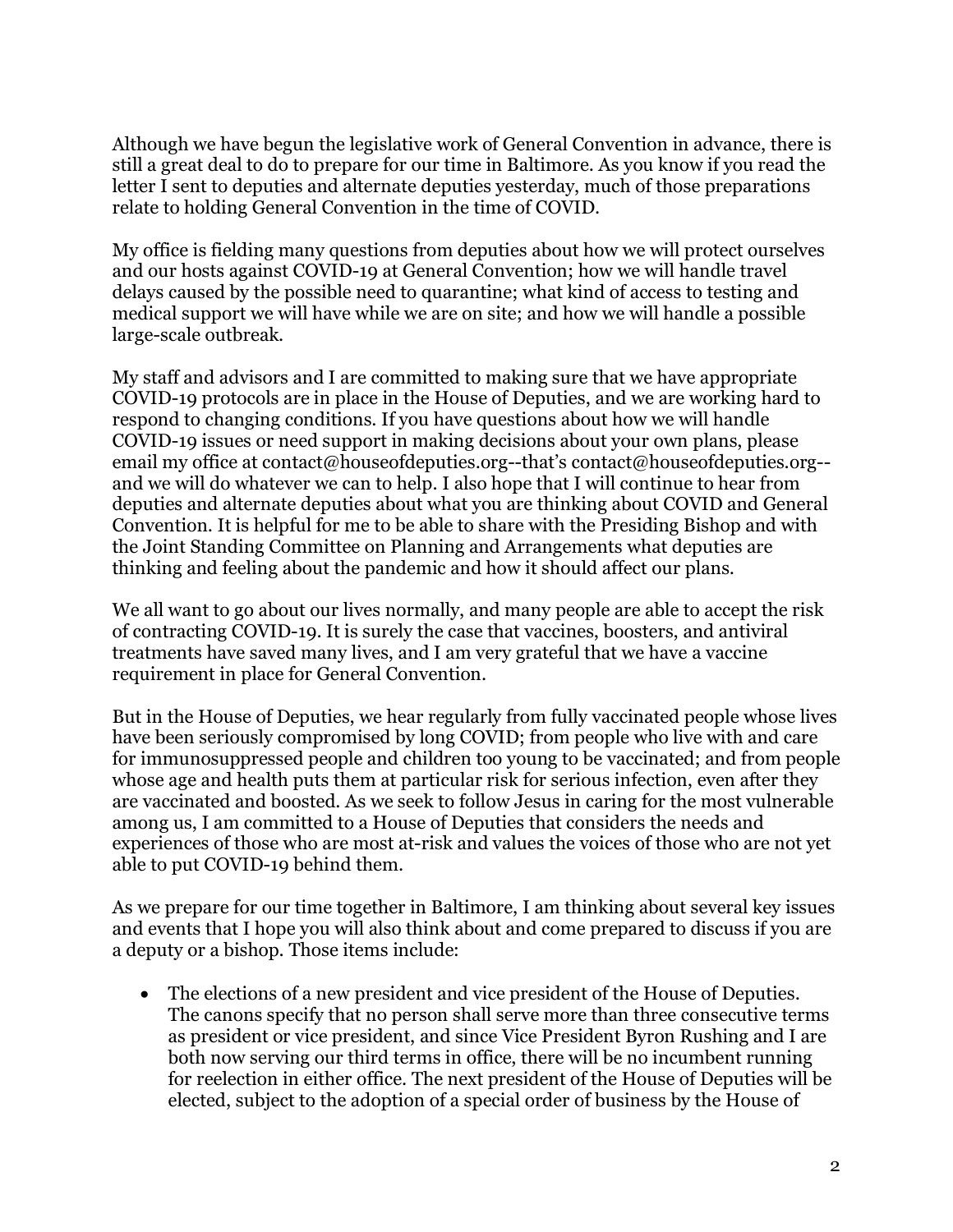Although we have begun the legislative work of General Convention in advance, there is still a great deal to do to prepare for our time in Baltimore. As you know if you read the letter I sent to deputies and alternate deputies yesterday, much of those preparations relate to holding General Convention in the time of COVID.

My office is fielding many questions from deputies about how we will protect ourselves and our hosts against COVID-19 at General Convention; how we will handle travel delays caused by the possible need to quarantine; what kind of access to testing and medical support we will have while we are on site; and how we will handle a possible large-scale outbreak.

My staff and advisors and I are committed to making sure that we have appropriate COVID-19 protocols are in place in the House of Deputies, and we are working hard to respond to changing conditions. If you have questions about how we will handle COVID-19 issues or need support in making decisions about your own plans, please email my office at contact@houseofdeputies.org--that's contact@houseofdeputies.org--and we will do whatever we can to help. I also hope that I will continue to hear from deputies and alternate deputies about what you are thinking about COVID and General Convention. It is helpful for me to be able to share with the Presiding Bishop and with the Joint Standing Committee on Planning and Arrangements what deputies are thinking and feeling about the pandemic and how it should affect our plans.

We all want to go about our lives normally, and many people are able to accept the risk of contracting COVID-19. It is surely the case that vaccines, boosters, and antiviral treatments have saved many lives, and I am very grateful that we have a vaccine requirement in place for General Convention.

But in the House of Deputies, we hear regularly from fully vaccinated people whose lives have been seriously compromised by long COVID; from people who live with and care for immunosuppressed people and children too young to be vaccinated; and from people whose age and health puts them at particular risk for serious infection, even after they are vaccinated and boosted. As we seek to follow Jesus in caring for the most vulnerable among us, I am committed to a House of Deputies that considers the needs and experiences of those who are most at-risk and values the voices of those who are not yet able to put COVID-19 behind them.

As we prepare for our time together in Baltimore, I am thinking about several key issues and events that I hope you will also think about and come prepared to discuss if you are a deputy or a bishop. Those items include:

- The elections of a new president and vice president of the House of Deputies. The canons specify that no person shall serve more than three consecutive terms as president or vice president, and since Vice President Byron Rushing and I are both now serving our third terms in office, there will be no incumbent running for reelection in either office. The next president of the House of Deputies will be elected, subject to the adoption of a special order of business by the House of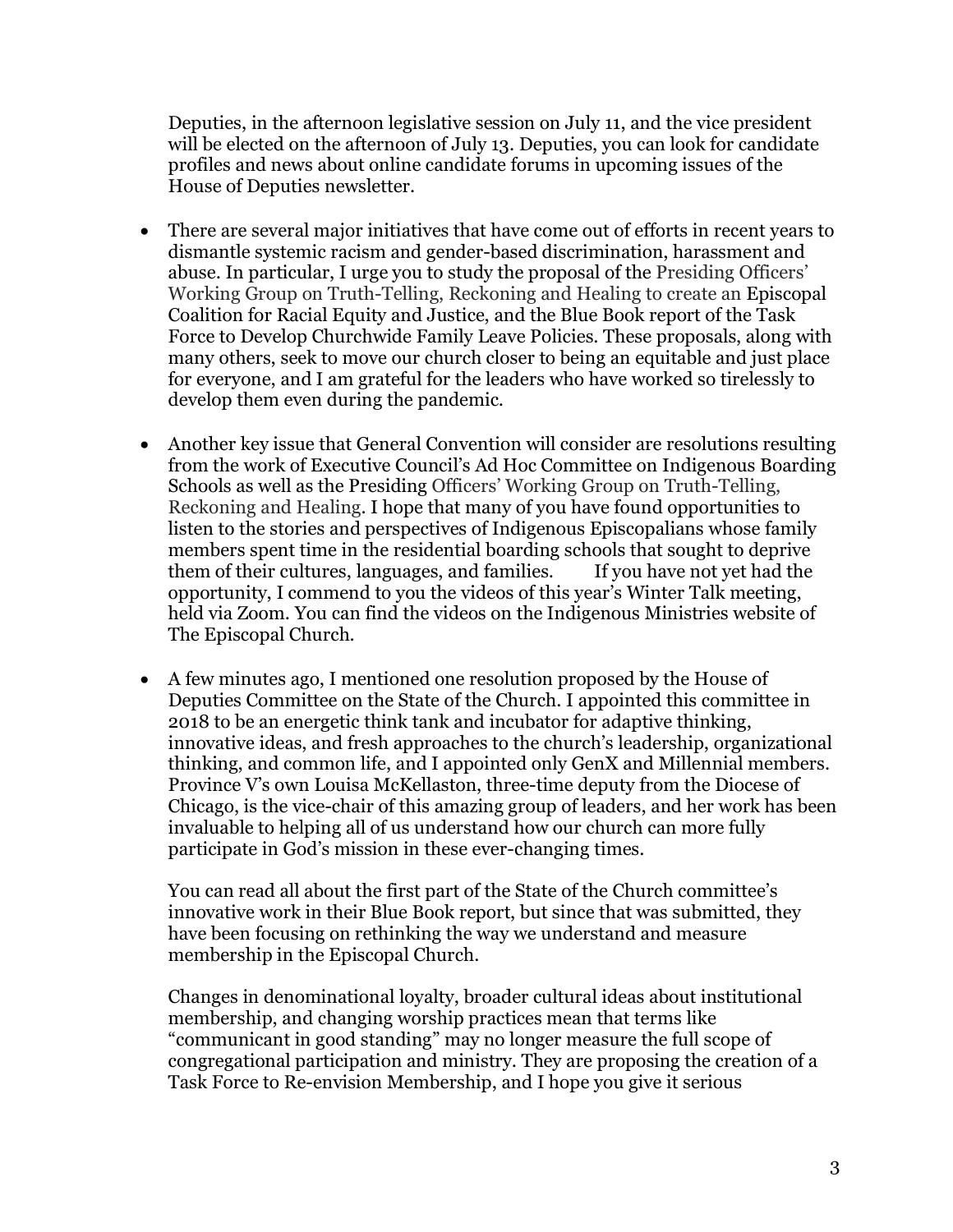Deputies, in the afternoon legislative session on July 11, and the vice president will be elected on the afternoon of July 13. Deputies, you can look for candidate profiles and news about online candidate forums in upcoming issues of the House of Deputies newsletter.

- There are several major initiatives that have come out of efforts in recent years to dismantle systemic racism and gender-based discrimination, harassment and abuse. In particular, I urge you to study the proposal of the Presiding Officers' Working Group on Truth-Telling, Reckoning and Healing to create an Episcopal Coalition for Racial Equity and Justice, and the Blue Book report of the Task Force to Develop Churchwide Family Leave Policies. These proposals, along with many others, seek to move our church closer to being an equitable and just place for everyone, and I am grateful for the leaders who have worked so tirelessly to develop them even during the pandemic.

- Another key issue that General Convention will consider are resolutions resulting from the work of Executive Council's Ad Hoc Committee on Indigenous Boarding Schools as well as the Presiding Officers' Working Group on Truth-Telling, Reckoning and Healing. I hope that many of you have found opportunities to listen to the stories and perspectives of Indigenous Episcopalians whose family members spent time in the residential boarding schools that sought to deprive them of their cultures, languages, and families. If you have not yet had the opportunity, I commend to you the videos of this year's Winter Talk meeting, held via Zoom. You can find the videos on the Indigenous Ministries website of The Episcopal Church.

- A few minutes ago, I mentioned one resolution proposed by the House of Deputies Committee on the State of the Church. I appointed this committee in 2018 to be an energetic think tank and incubator for adaptive thinking, innovative ideas, and fresh approaches to the church's leadership, organizational thinking, and common life, and I appointed only GenX and Millennial members. Province V's own Louisa McKellaston, three-time deputy from the Diocese of Chicago, is the vice-chair of this amazing group of leaders, and her work has been invaluable to helping all of us understand how our church can more fully participate in God's mission in these ever-changing times.

  You can read all about the first part of the State of the Church committee's innovative work in their Blue Book report, but since that was submitted, they have been focusing on rethinking the way we understand and measure membership in the Episcopal Church.

  Changes in denominational loyalty, broader cultural ideas about institutional membership, and changing worship practices mean that terms like "communicant in good standing" may no longer measure the full scope of congregational participation and ministry. They are proposing the creation of a Task Force to Re-envision Membership, and I hope you give it serious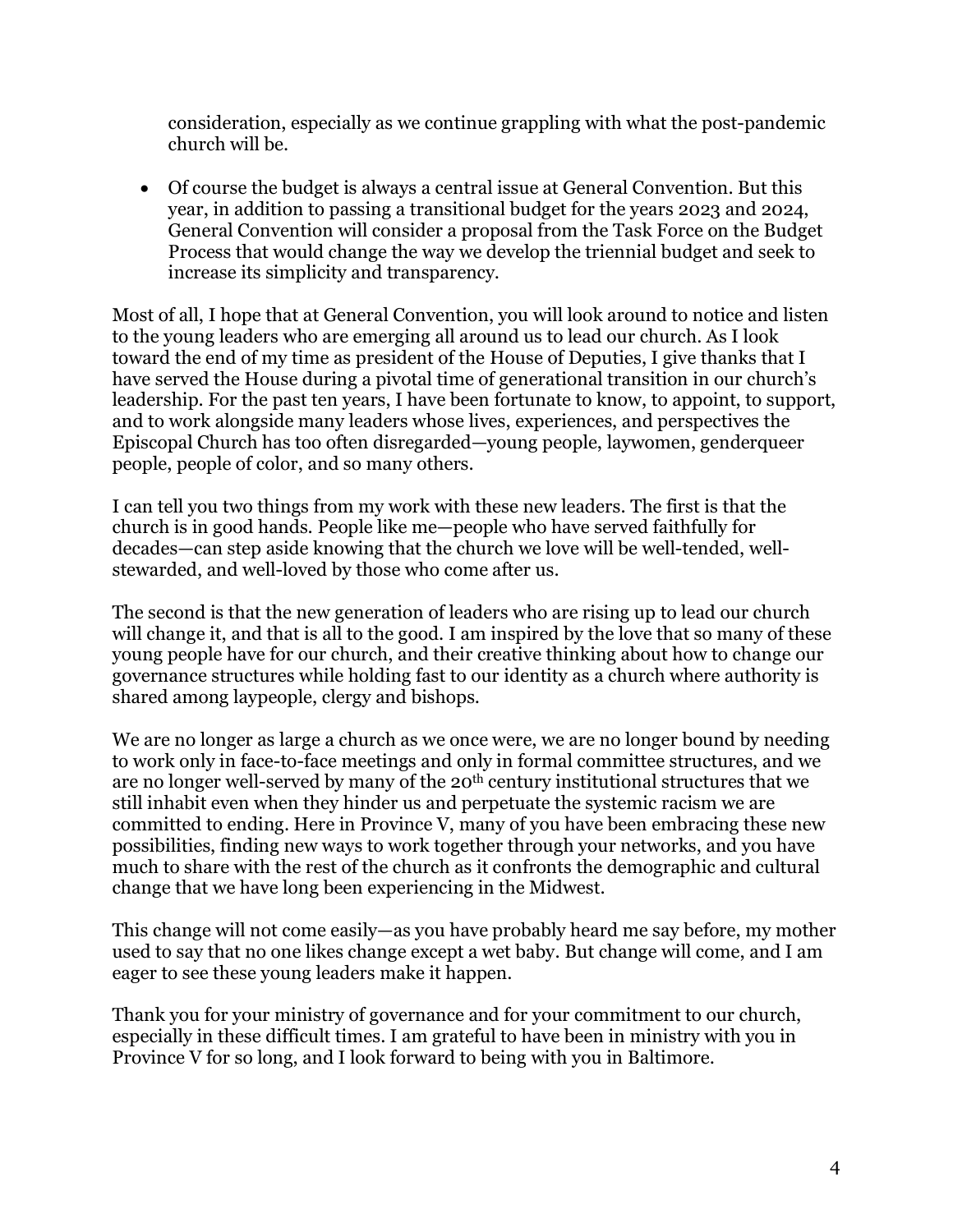consideration, especially as we continue grappling with what the post-pandemic church will be.

- Of course the budget is always a central issue at General Convention. But this year, in addition to passing a transitional budget for the years 2023 and 2024, General Convention will consider a proposal from the Task Force on the Budget Process that would change the way we develop the triennial budget and seek to increase its simplicity and transparency.

Most of all, I hope that at General Convention, you will look around to notice and listen to the young leaders who are emerging all around us to lead our church. As I look toward the end of my time as president of the House of Deputies, I give thanks that I have served the House during a pivotal time of generational transition in our church's leadership. For the past ten years, I have been fortunate to know, to appoint, to support, and to work alongside many leaders whose lives, experiences, and perspectives the Episcopal Church has too often disregarded—young people, laywomen, genderqueer people, people of color, and so many others.

I can tell you two things from my work with these new leaders. The first is that the church is in good hands. People like me—people who have served faithfully for decades—can step aside knowing that the church we love will be well-tended, well-stewarded, and well-loved by those who come after us.

The second is that the new generation of leaders who are rising up to lead our church will change it, and that is all to the good. I am inspired by the love that so many of these young people have for our church, and their creative thinking about how to change our governance structures while holding fast to our identity as a church where authority is shared among laypeople, clergy and bishops.

We are no longer as large a church as we once were, we are no longer bound by needing to work only in face-to-face meetings and only in formal committee structures, and we are no longer well-served by many of the 20th century institutional structures that we still inhabit even when they hinder us and perpetuate the systemic racism we are committed to ending. Here in Province V, many of you have been embracing these new possibilities, finding new ways to work together through your networks, and you have much to share with the rest of the church as it confronts the demographic and cultural change that we have long been experiencing in the Midwest.

This change will not come easily—as you have probably heard me say before, my mother used to say that no one likes change except a wet baby. But change will come, and I am eager to see these young leaders make it happen.

Thank you for your ministry of governance and for your commitment to our church, especially in these difficult times. I am grateful to have been in ministry with you in Province V for so long, and I look forward to being with you in Baltimore.